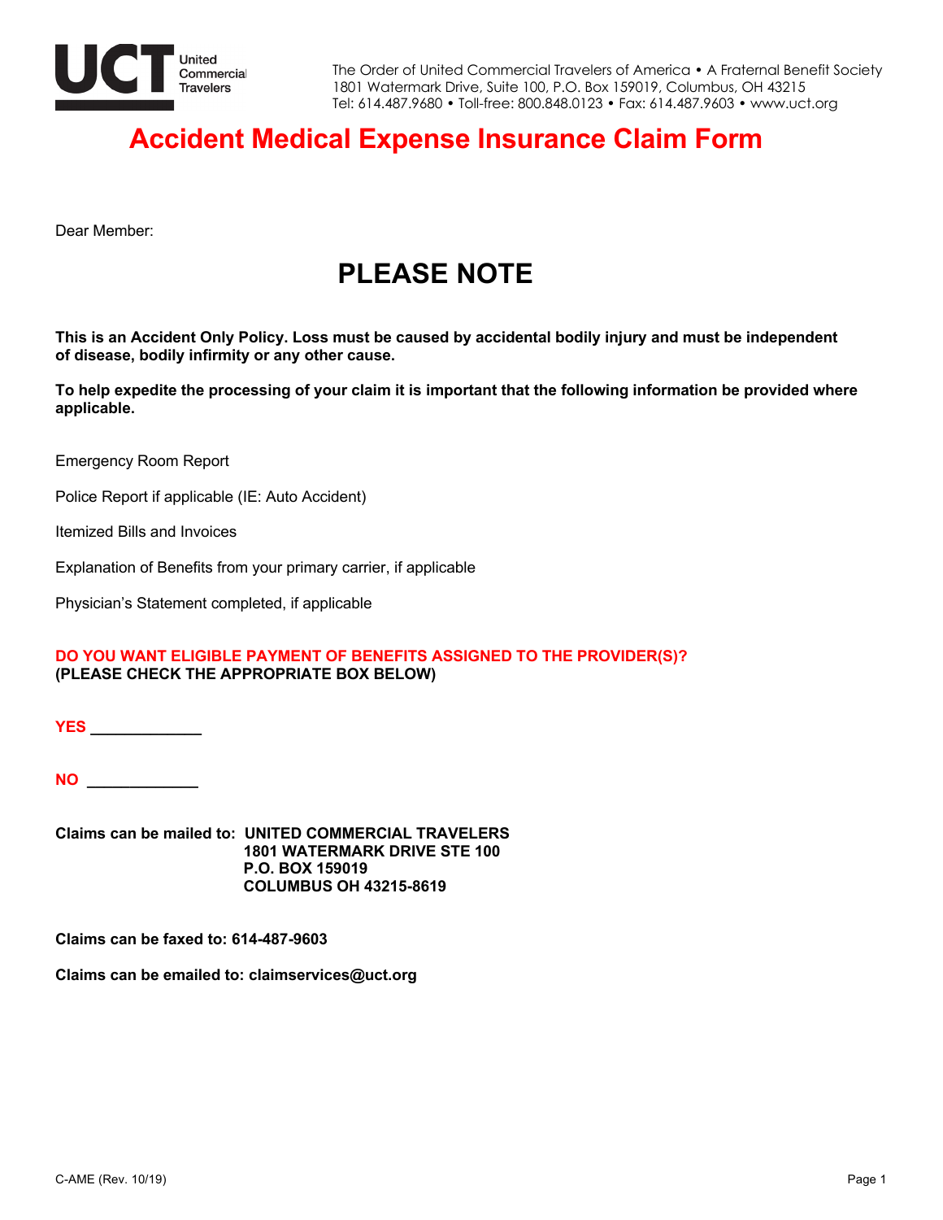UCT United Commercial Travelers

The Order of United Commercial Travelers of America • A Fraternal Benefit Society
1801 Watermark Drive, Suite 100, P.O. Box 159019, Columbus, OH 43215
Tel: 614.487.9680 • Toll-free: 800.848.0123 • Fax: 614.487.9603 • www.uct.org

# Accident Medical Expense Insurance Claim Form

Dear Member:

## PLEASE NOTE

**This is an Accident Only Policy. Loss must be caused by accidental bodily injury and must be independent of disease, bodily infirmity or any other cause.**

**To help expedite the processing of your claim it is important that the following information be provided where applicable.**

Emergency Room Report

Police Report if applicable (IE: Auto Accident)

Itemized Bills and Invoices

Explanation of Benefits from your primary carrier, if applicable

Physician's Statement completed, if applicable

**DO YOU WANT ELIGIBLE PAYMENT OF BENEFITS ASSIGNED TO THE PROVIDER(S)?**
**(PLEASE CHECK THE APPROPRIATE BOX BELOW)**

**YES** _____________

**NO** _____________

**Claims can be mailed to: UNITED COMMERCIAL TRAVELERS**
**1801 WATERMARK DRIVE STE 100**
**P.O. BOX 159019**
**COLUMBUS OH 43215-8619**

**Claims can be faxed to: 614-487-9603**

**Claims can be emailed to: claimservices@uct.org**

C-AME (Rev. 10/19)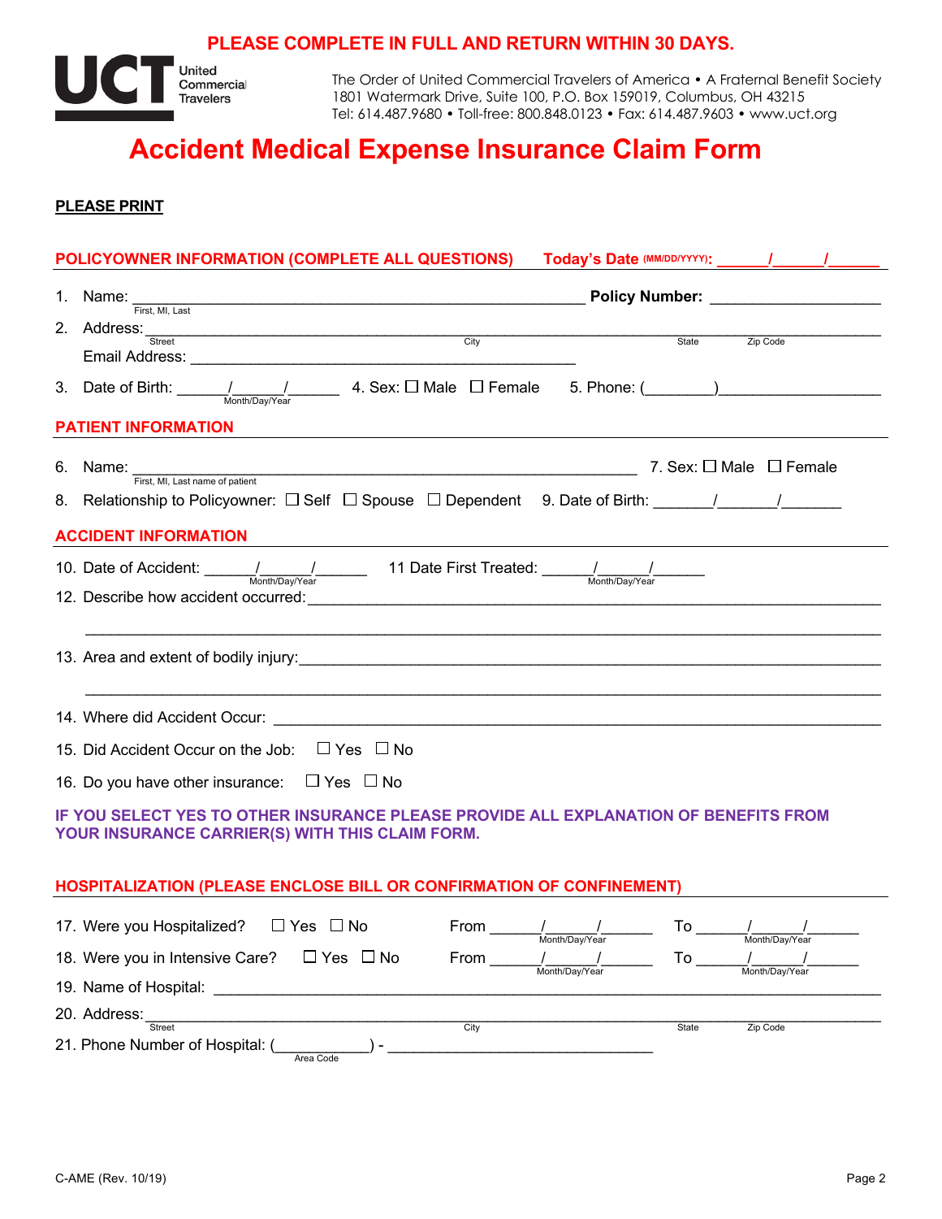**PLEASE COMPLETE IN FULL AND RETURN WITHIN 30 DAYS.**

UCT United Commercial Travelers

The Order of United Commercial Travelers of America • A Fraternal Benefit Society
1801 Watermark Drive, Suite 100, P.O. Box 159019, Columbus, OH 43215
Tel: 614.487.9680 • Toll-free: 800.848.0123 • Fax: 614.487.9603 • www.uct.org

# Accident Medical Expense Insurance Claim Form

**PLEASE PRINT**

## POLICYOWNER INFORMATION (COMPLETE ALL QUESTIONS)

**Today's Date (MM/DD/YYYY):** ______/______/______

1. Name: ____________________________________________ (First, MI, Last) **Policy Number:** ____________________
2. Address: ____________________________________________ (Street, City, State, Zip Code)
   Email Address: ____________________________________________
3. Date of Birth: ______/______/______ (Month/Day/Year) 4. Sex: ☐ Male ☐ Female 5. Phone: (________)__________________

## PATIENT INFORMATION

6. Name: ____________________________________________ (First, MI, Last name of patient) 7. Sex: ☐ Male ☐ Female
8. Relationship to Policyowner: ☐ Self ☐ Spouse ☐ Dependent 9. Date of Birth: _______/_______/_______

## ACCIDENT INFORMATION

10. Date of Accident: ______/______/______ (Month/Day/Year) 11 Date First Treated: ______/______/______ (Month/Day/Year)
12. Describe how accident occurred: ____________________________________________
    ____________________________________________
13. Area and extent of bodily injury: ____________________________________________
    ____________________________________________
14. Where did Accident Occur: ____________________________________________
15. Did Accident Occur on the Job: ☐ Yes ☐ No
16. Do you have other insurance: ☐ Yes ☐ No

**IF YOU SELECT YES TO OTHER INSURANCE PLEASE PROVIDE ALL EXPLANATION OF BENEFITS FROM YOUR INSURANCE CARRIER(S) WITH THIS CLAIM FORM.**

## HOSPITALIZATION (PLEASE ENCLOSE BILL OR CONFIRMATION OF CONFINEMENT)

17. Were you Hospitalized? ☐ Yes ☐ No From ______/______/______ (Month/Day/Year) To ______/______/______ (Month/Day/Year)
18. Were you in Intensive Care? ☐ Yes ☐ No From ______/______/______ (Month/Day/Year) To ______/______/______ (Month/Day/Year)
19. Name of Hospital: ____________________________________________
20. Address: ____________________________________________ (Street, City, State, Zip Code)
21. Phone Number of Hospital: (___________) - ______________________________ (Area Code)

C-AME (Rev. 10/19)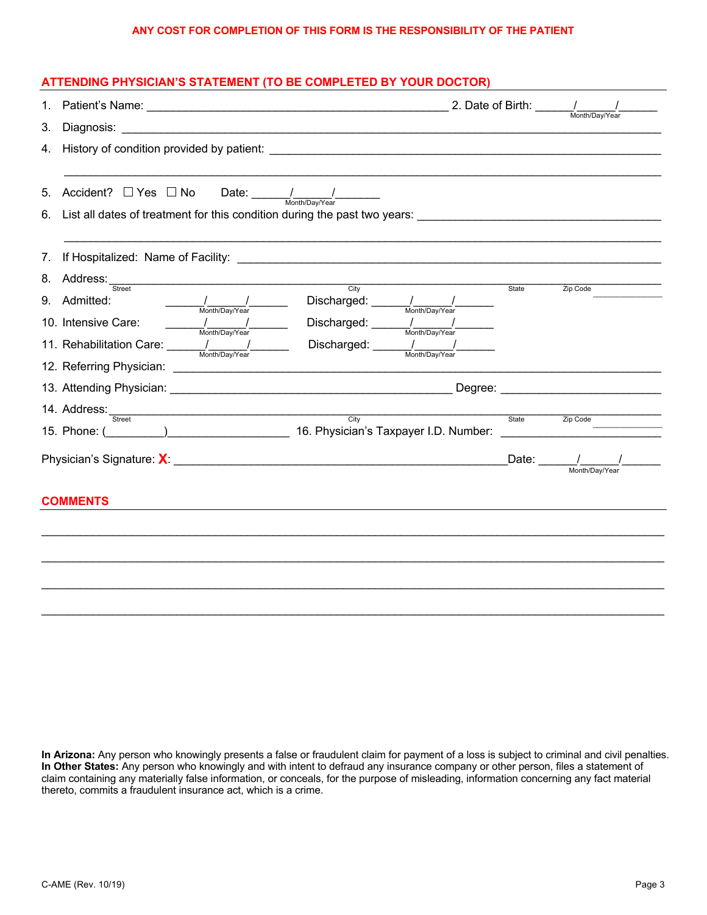**ANY COST FOR COMPLETION OF THIS FORM IS THE RESPONSIBILITY OF THE PATIENT**

## ATTENDING PHYSICIAN'S STATEMENT (TO BE COMPLETED BY YOUR DOCTOR)

1. Patient's Name: ______________________________________________ 2. Date of Birth: ______/______/______ (Month/Day/Year)
3. Diagnosis: ______________________________________________
4. History of condition provided by patient: ______________________________________________

______________________________________________

5. Accident? ☐ Yes ☐ No Date: ______/______/______ (Month/Day/Year)
6. List all dates of treatment for this condition during the past two years: ______________________________________________

______________________________________________

7. If Hospitalized: Name of Facility: ______________________________________________
8. Address: ______________________________________________ (Street, City, State, Zip Code)
9. Admitted: ______/______/______ (Month/Day/Year) Discharged: ______/______/______ (Month/Day/Year)
10. Intensive Care: ______/______/______ (Month/Day/Year) Discharged: ______/______/______ (Month/Day/Year)
11. Rehabilitation Care: ______/______/______ (Month/Day/Year) Discharged: ______/______/______ (Month/Day/Year)
12. Referring Physician: ______________________________________________
13. Attending Physician: ______________________________________________ Degree: ____________________
14. Address: ______________________________________________ (Street, City, State, Zip Code)
15. Phone: (_________)__________________ 16. Physician's Taxpayer I.D. Number: ____________________

Physician's Signature: **X**: ______________________________________________ Date: ______/______/______ (Month/Day/Year)

## COMMENTS

______________________________________________

______________________________________________

______________________________________________

______________________________________________

**In Arizona:** Any person who knowingly presents a false or fraudulent claim for payment of a loss is subject to criminal and civil penalties.
**In Other States:** Any person who knowingly and with intent to defraud any insurance company or other person, files a statement of claim containing any materially false information, or conceals, for the purpose of misleading, information concerning any fact material thereto, commits a fraudulent insurance act, which is a crime.

C-AME (Rev. 10/19)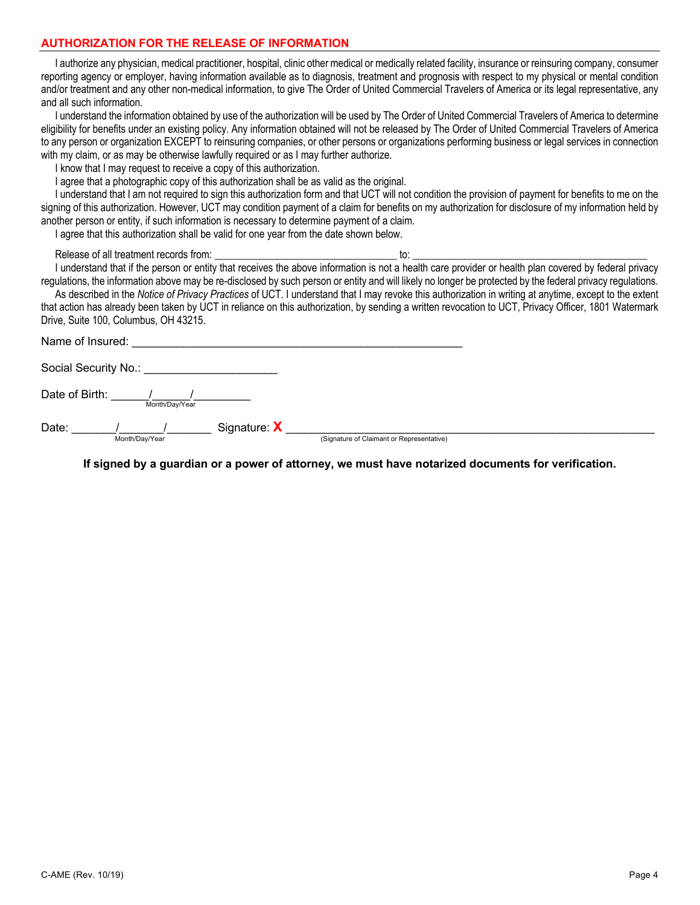## AUTHORIZATION FOR THE RELEASE OF INFORMATION

I authorize any physician, medical practitioner, hospital, clinic other medical or medically related facility, insurance or reinsuring company, consumer reporting agency or employer, having information available as to diagnosis, treatment and prognosis with respect to my physical or mental condition and/or treatment and any other non-medical information, to give The Order of United Commercial Travelers of America or its legal representative, any and all such information.

I understand the information obtained by use of the authorization will be used by The Order of United Commercial Travelers of America to determine eligibility for benefits under an existing policy. Any information obtained will not be released by The Order of United Commercial Travelers of America to any person or organization EXCEPT to reinsuring companies, or other persons or organizations performing business or legal services in connection with my claim, or as may be otherwise lawfully required or as I may further authorize.

I know that I may request to receive a copy of this authorization.

I agree that a photographic copy of this authorization shall be as valid as the original.

I understand that I am not required to sign this authorization form and that UCT will not condition the provision of payment for benefits to me on the signing of this authorization. However, UCT may condition payment of a claim for benefits on my authorization for disclosure of my information held by another person or entity, if such information is necessary to determine payment of a claim.

I agree that this authorization shall be valid for one year from the date shown below.

Release of all treatment records from: ________________________________ to: ____________________________________________

I understand that if the person or entity that receives the above information is not a health care provider or health plan covered by federal privacy regulations, the information above may be re-disclosed by such person or entity and will likely no longer be protected by the federal privacy regulations.

As described in the *Notice of Privacy Practices* of UCT. I understand that I may revoke this authorization in writing at anytime, except to the extent that action has already been taken by UCT in reliance on this authorization, by sending a written revocation to UCT, Privacy Officer, 1801 Watermark Drive, Suite 100, Columbus, OH 43215.

Name of Insured: ________________________________________________________

Social Security No.: ______________________

Date of Birth: ______/______/_________
Month/Day/Year

Date: _______/_______/_______ Signature: **X** ______________________________________________________________
Month/Day/Year (Signature of Claimant or Representative)

**If signed by a guardian or a power of attorney, we must have notarized documents for verification.**

C-AME (Rev. 10/19)